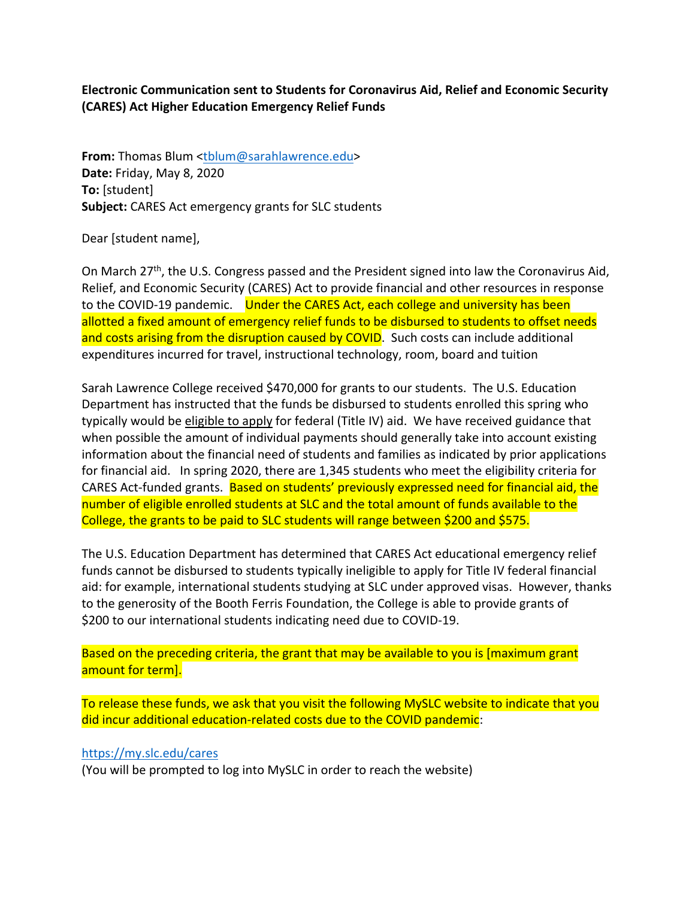**Electronic Communication sent to Students for Coronavirus Aid, Relief and Economic Security (CARES) Act Higher Education Emergency Relief Funds**

**From:** Thomas Blum <tblum@sarahlawrence.edu>
**Date:** Friday, May 8, 2020
**To:** [student]
**Subject:** CARES Act emergency grants for SLC students

Dear [student name],

On March 27th, the U.S. Congress passed and the President signed into law the Coronavirus Aid, Relief, and Economic Security (CARES) Act to provide financial and other resources in response to the COVID-19 pandemic. Under the CARES Act, each college and university has been allotted a fixed amount of emergency relief funds to be disbursed to students to offset needs and costs arising from the disruption caused by COVID. Such costs can include additional expenditures incurred for travel, instructional technology, room, board and tuition

Sarah Lawrence College received $470,000 for grants to our students. The U.S. Education Department has instructed that the funds be disbursed to students enrolled this spring who typically would be eligible to apply for federal (Title IV) aid. We have received guidance that when possible the amount of individual payments should generally take into account existing information about the financial need of students and families as indicated by prior applications for financial aid. In spring 2020, there are 1,345 students who meet the eligibility criteria for CARES Act-funded grants. Based on students' previously expressed need for financial aid, the number of eligible enrolled students at SLC and the total amount of funds available to the College, the grants to be paid to SLC students will range between $200 and $575.

The U.S. Education Department has determined that CARES Act educational emergency relief funds cannot be disbursed to students typically ineligible to apply for Title IV federal financial aid: for example, international students studying at SLC under approved visas. However, thanks to the generosity of the Booth Ferris Foundation, the College is able to provide grants of $200 to our international students indicating need due to COVID-19.

Based on the preceding criteria, the grant that may be available to you is [maximum grant amount for term].

To release these funds, we ask that you visit the following MySLC website to indicate that you did incur additional education-related costs due to the COVID pandemic:

https://my.slc.edu/cares
(You will be prompted to log into MySLC in order to reach the website)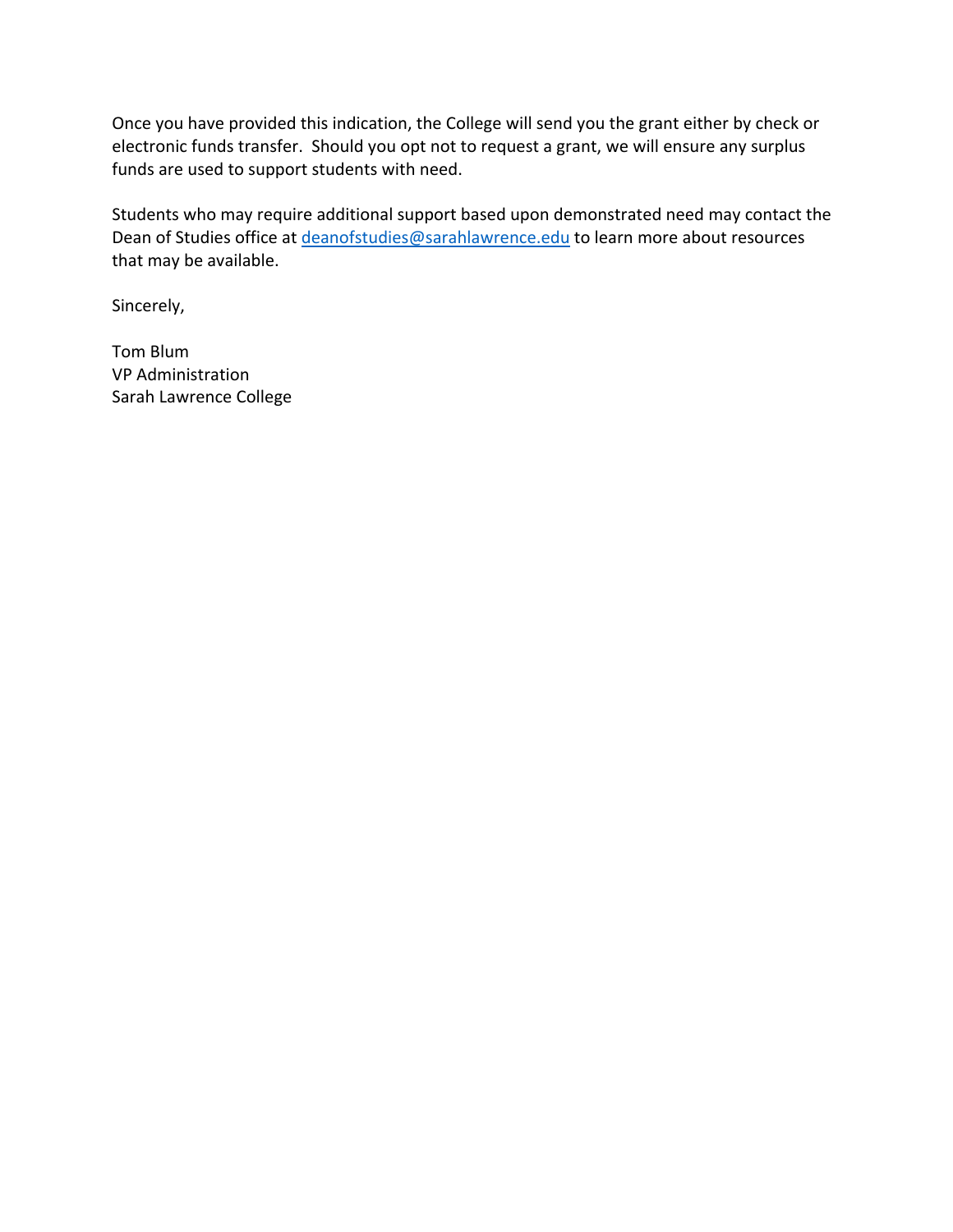Once you have provided this indication, the College will send you the grant either by check or electronic funds transfer. Should you opt not to request a grant, we will ensure any surplus funds are used to support students with need.

Students who may require additional support based upon demonstrated need may contact the Dean of Studies office at deanofstudies@sarahlawrence.edu to learn more about resources that may be available.

Sincerely,

Tom Blum
VP Administration
Sarah Lawrence College